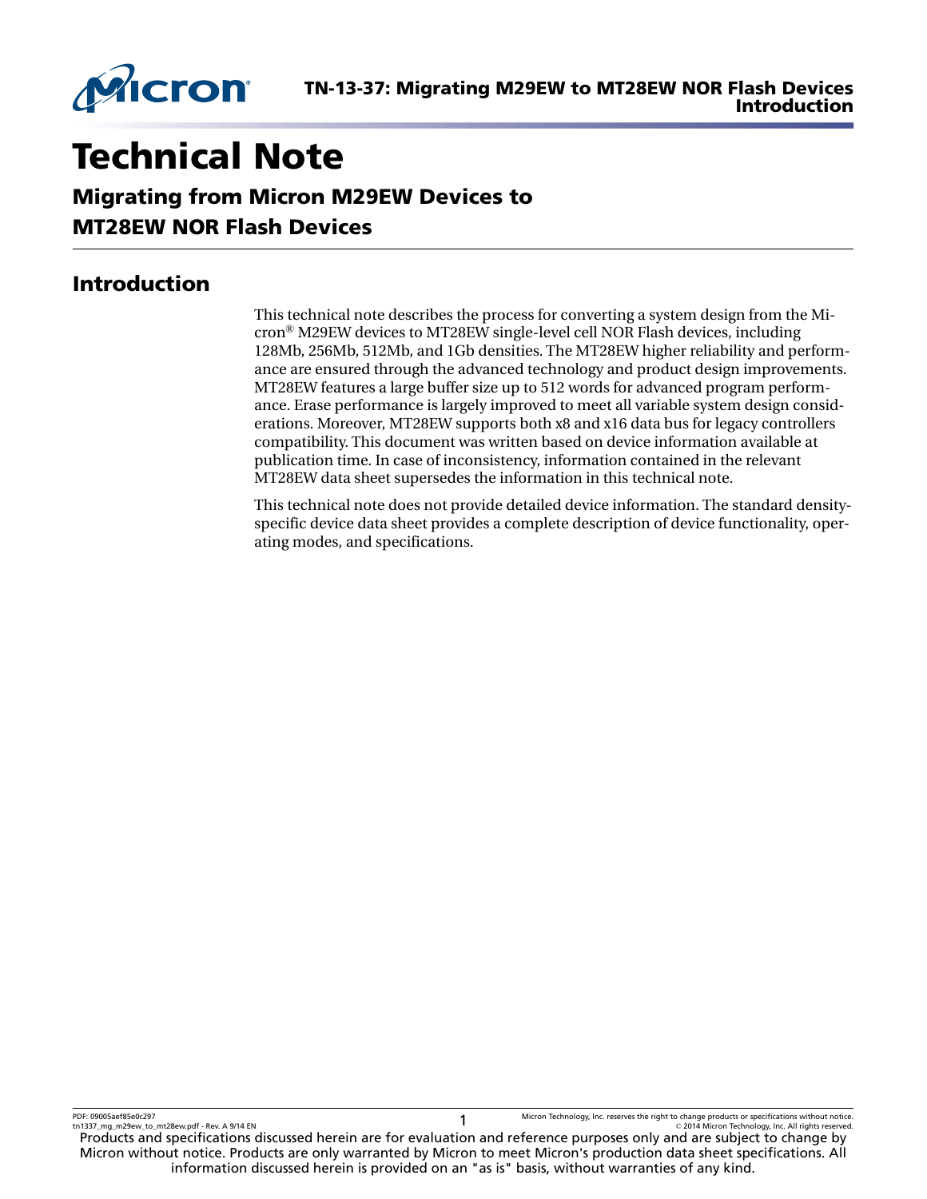# Technical Note

## Migrating from Micron M29EW Devices to MT28EW NOR Flash Devices

## Introduction

This technical note describes the process for converting a system design from the Micron® M29EW devices to MT28EW single-level cell NOR Flash devices, including 128Mb, 256Mb, 512Mb, and 1Gb densities. The MT28EW higher reliability and performance are ensured through the advanced technology and product design improvements. MT28EW features a large buffer size up to 512 words for advanced program performance. Erase performance is largely improved to meet all variable system design considerations. Moreover, MT28EW supports both x8 and x16 data bus for legacy controllers compatibility. This document was written based on device information available at publication time. In case of inconsistency, information contained in the relevant MT28EW data sheet supersedes the information in this technical note.

This technical note does not provide detailed device information. The standard density-specific device data sheet provides a complete description of device functionality, operating modes, and specifications.

Products and specifications discussed herein are for evaluation and reference purposes only and are subject to change by Micron without notice. Products are only warranted by Micron to meet Micron's production data sheet specifications. All information discussed herein is provided on an "as is" basis, without warranties of any kind.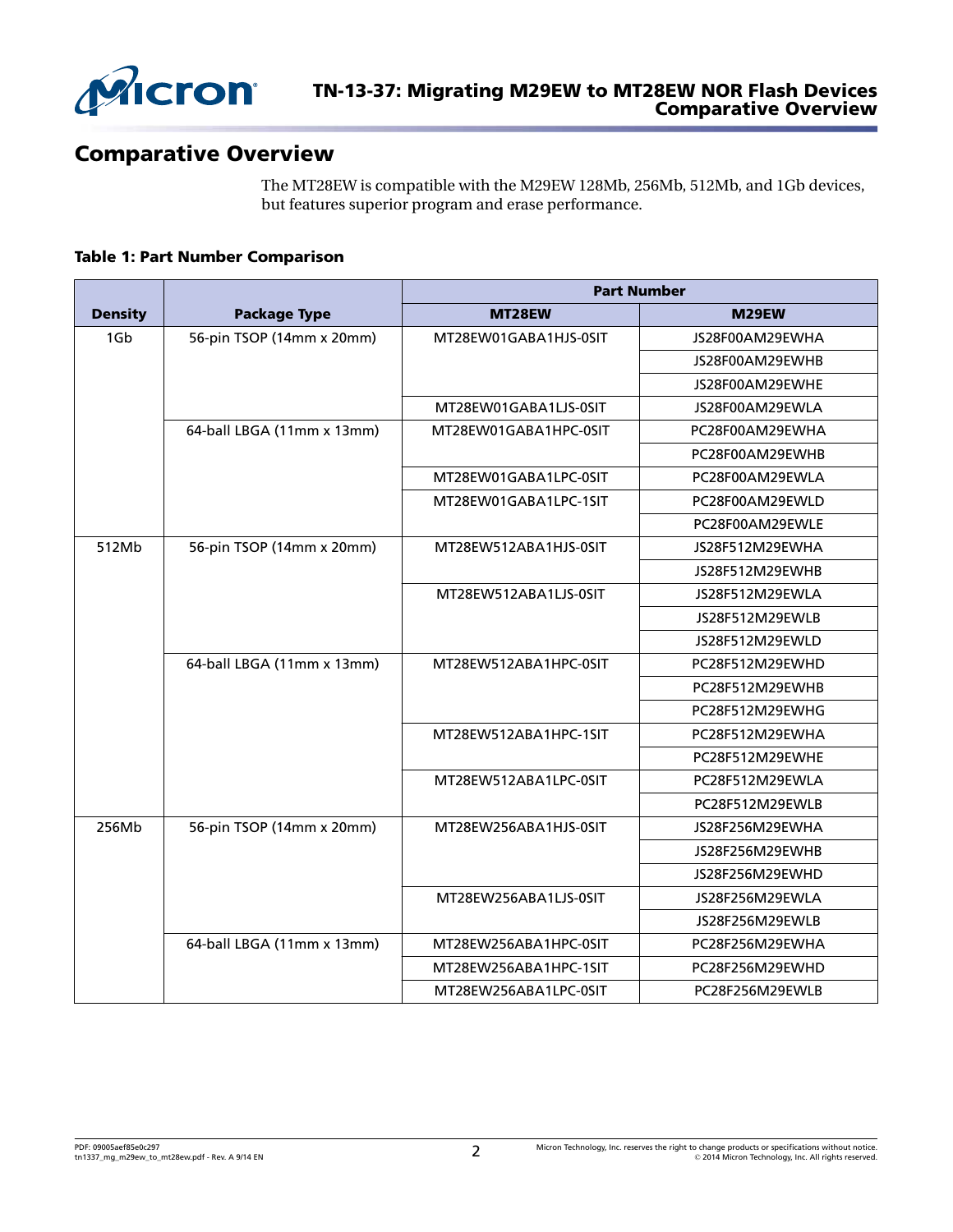## Comparative Overview

The MT28EW is compatible with the M29EW 128Mb, 256Mb, 512Mb, and 1Gb devices, but features superior program and erase performance.

**Table 1: Part Number Comparison**

| Density | Package Type | Part Number | |
|---|---|---|---|
| | | **MT28EW** | **M29EW** |
| 1Gb | 56-pin TSOP (14mm x 20mm) | MT28EW01GABA1HJS-0SIT | JS28F00AM29EWHA |
| | | | JS28F00AM29EWHB |
| | | | JS28F00AM29EWHE |
| | | MT28EW01GABA1LJS-0SIT | JS28F00AM29EWLA |
| | 64-ball LBGA (11mm x 13mm) | MT28EW01GABA1HPC-0SIT | PC28F00AM29EWHA |
| | | | PC28F00AM29EWHB |
| | | MT28EW01GABA1LPC-0SIT | PC28F00AM29EWLA |
| | | MT28EW01GABA1LPC-1SIT | PC28F00AM29EWLD |
| | | | PC28F00AM29EWLE |
| 512Mb | 56-pin TSOP (14mm x 20mm) | MT28EW512ABA1HJS-0SIT | JS28F512M29EWHA |
| | | | JS28F512M29EWHB |
| | | MT28EW512ABA1LJS-0SIT | JS28F512M29EWLA |
| | | | JS28F512M29EWLB |
| | | | JS28F512M29EWLD |
| | 64-ball LBGA (11mm x 13mm) | MT28EW512ABA1HPC-0SIT | PC28F512M29EWHD |
| | | | PC28F512M29EWHB |
| | | | PC28F512M29EWHG |
| | | MT28EW512ABA1HPC-1SIT | PC28F512M29EWHA |
| | | | PC28F512M29EWHE |
| | | MT28EW512ABA1LPC-0SIT | PC28F512M29EWLA |
| | | | PC28F512M29EWLB |
| 256Mb | 56-pin TSOP (14mm x 20mm) | MT28EW256ABA1HJS-0SIT | JS28F256M29EWHA |
| | | | JS28F256M29EWHB |
| | | | JS28F256M29EWHD |
| | | MT28EW256ABA1LJS-0SIT | JS28F256M29EWLA |
| | | | JS28F256M29EWLB |
| | 64-ball LBGA (11mm x 13mm) | MT28EW256ABA1HPC-0SIT | PC28F256M29EWHA |
| | | MT28EW256ABA1HPC-1SIT | PC28F256M29EWHD |
| | | MT28EW256ABA1LPC-0SIT | PC28F256M29EWLB |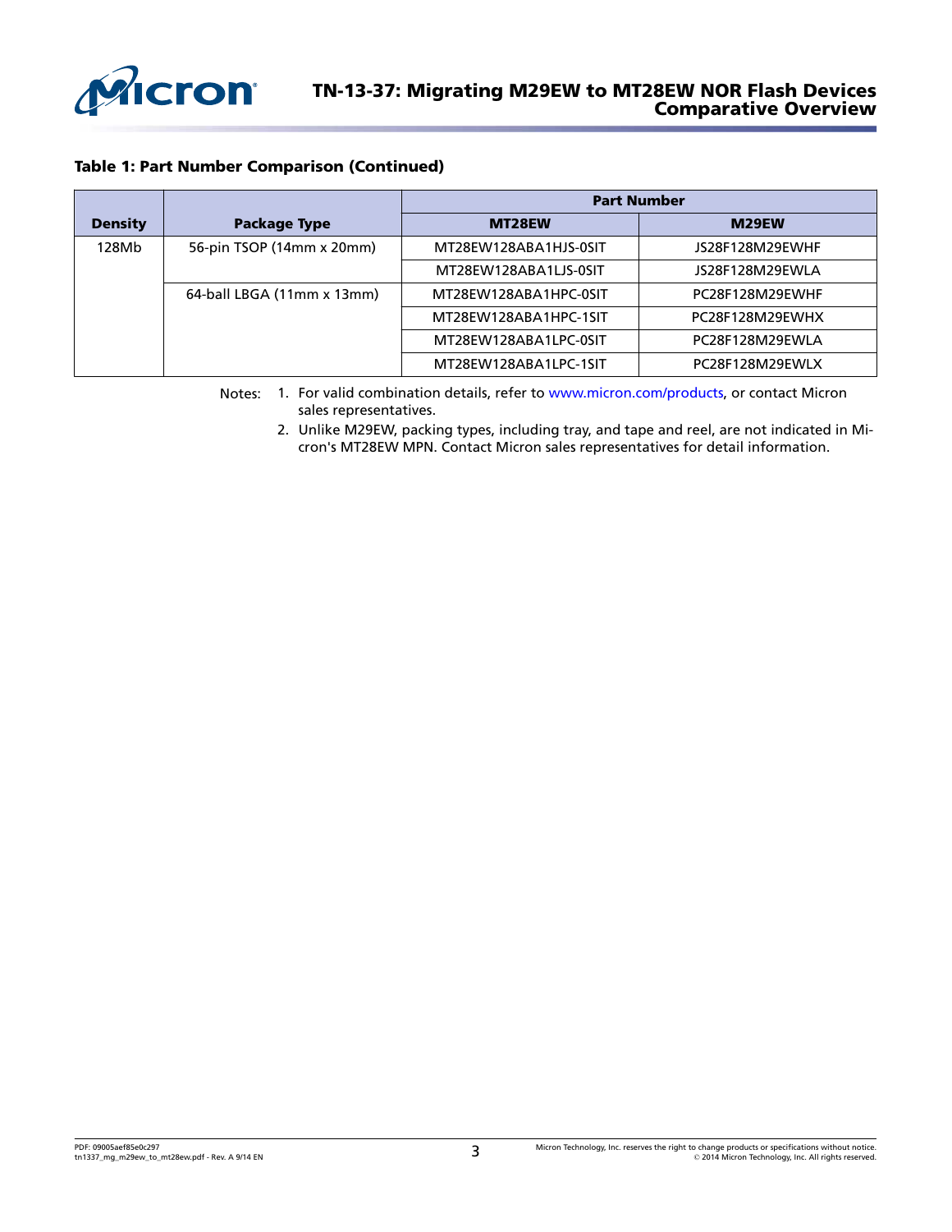**Table 1: Part Number Comparison (Continued)**

| Density | Package Type | Part Number | |
|---|---|---|---|
| | | MT28EW | M29EW |
| 128Mb | 56-pin TSOP (14mm x 20mm) | MT28EW128ABA1HJS-0SIT | JS28F128M29EWHF |
| | | MT28EW128ABA1LJS-0SIT | JS28F128M29EWLA |
| | 64-ball LBGA (11mm x 13mm) | MT28EW128ABA1HPC-0SIT | PC28F128M29EWHF |
| | | MT28EW128ABA1HPC-1SIT | PC28F128M29EWHX |
| | | MT28EW128ABA1LPC-0SIT | PC28F128M29EWLA |
| | | MT28EW128ABA1LPC-1SIT | PC28F128M29EWLX |

Notes:
1. For valid combination details, refer to www.micron.com/products, or contact Micron sales representatives.
2. Unlike M29EW, packing types, including tray, and tape and reel, are not indicated in Micron's MT28EW MPN. Contact Micron sales representatives for detail information.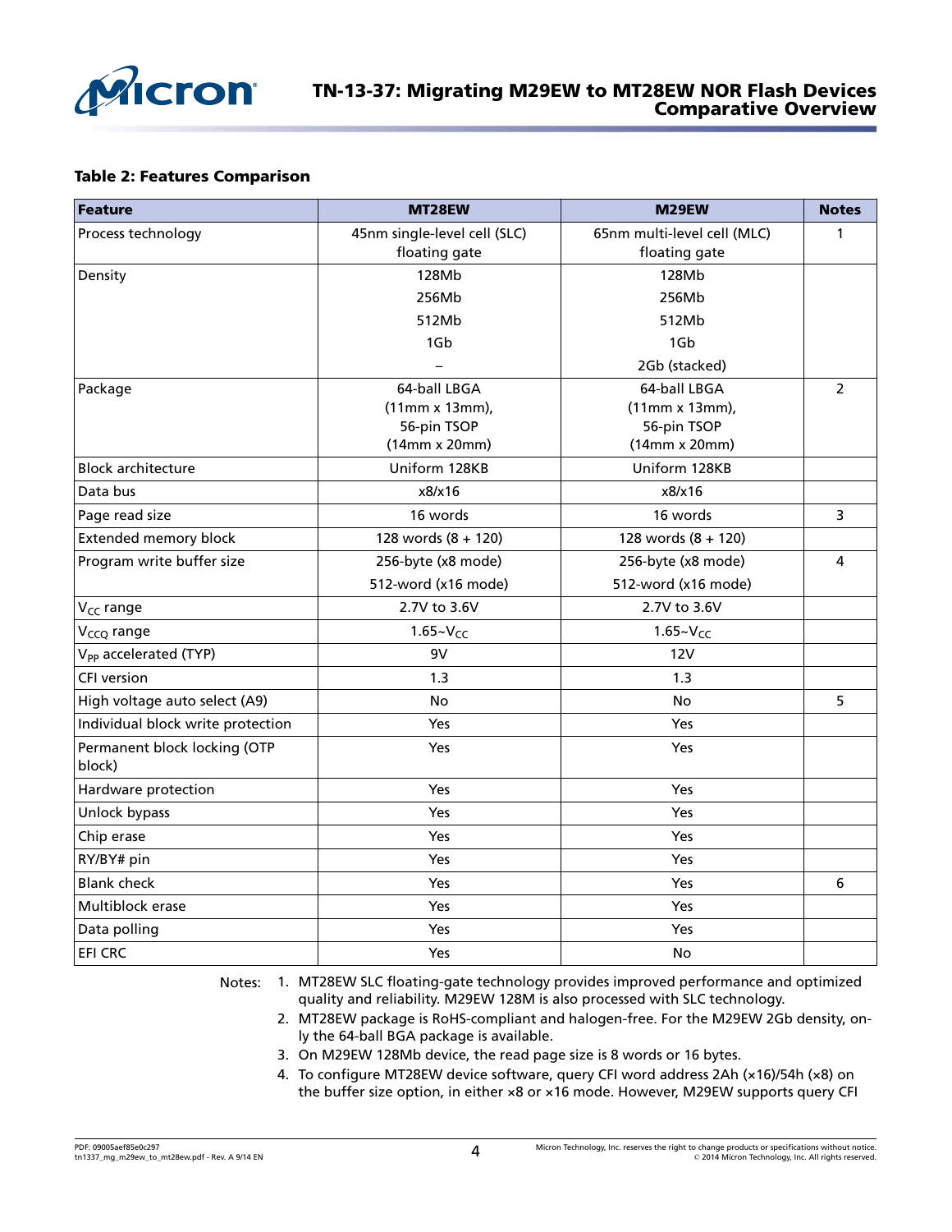**Table 2: Features Comparison**

| Feature | MT28EW | M29EW | Notes |
|---|---|---|---|
| Process technology | 45nm single-level cell (SLC) floating gate | 65nm multi-level cell (MLC) floating gate | 1 |
| Density | 128Mb<br>256Mb<br>512Mb<br>1Gb<br>– | 128Mb<br>256Mb<br>512Mb<br>1Gb<br>2Gb (stacked) | |
| Package | 64-ball LBGA (11mm x 13mm), 56-pin TSOP (14mm x 20mm) | 64-ball LBGA (11mm x 13mm), 56-pin TSOP (14mm x 20mm) | 2 |
| Block architecture | Uniform 128KB | Uniform 128KB | |
| Data bus | x8/x16 | x8/x16 | |
| Page read size | 16 words | 16 words | 3 |
| Extended memory block | 128 words (8 + 120) | 128 words (8 + 120) | |
| Program write buffer size | 256-byte (x8 mode)<br>512-word (x16 mode) | 256-byte (x8 mode)<br>512-word (x16 mode) | 4 |
| $V_{CC}$ range | 2.7V to 3.6V | 2.7V to 3.6V | |
| $V_{CCQ}$ range | 1.65~$V_{CC}$ | 1.65~$V_{CC}$ | |
| $V_{PP}$ accelerated (TYP) | 9V | 12V | |
| CFI version | 1.3 | 1.3 | |
| High voltage auto select (A9) | No | No | 5 |
| Individual block write protection | Yes | Yes | |
| Permanent block locking (OTP block) | Yes | Yes | |
| Hardware protection | Yes | Yes | |
| Unlock bypass | Yes | Yes | |
| Chip erase | Yes | Yes | |
| RY/BY# pin | Yes | Yes | |
| Blank check | Yes | Yes | 6 |
| Multiblock erase | Yes | Yes | |
| Data polling | Yes | Yes | |
| EFI CRC | Yes | No | |

Notes:
1. MT28EW SLC floating-gate technology provides improved performance and optimized quality and reliability. M29EW 128M is also processed with SLC technology.
2. MT28EW package is RoHS-compliant and halogen-free. For the M29EW 2Gb density, only the 64-ball BGA package is available.
3. On M29EW 128Mb device, the read page size is 8 words or 16 bytes.
4. To configure MT28EW device software, query CFI word address 2Ah (×16)/54h (×8) on the buffer size option, in either ×8 or ×16 mode. However, M29EW supports query CFI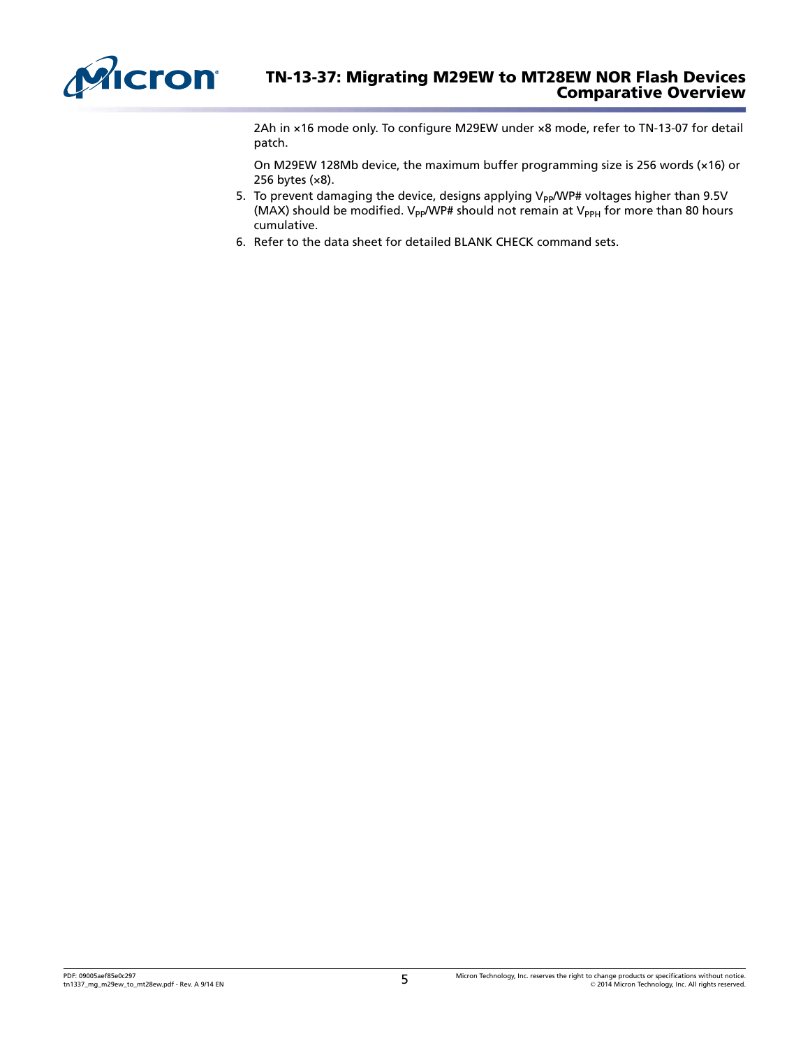2Ah in ×16 mode only. To configure M29EW under ×8 mode, refer to TN-13-07 for detail patch.

On M29EW 128Mb device, the maximum buffer programming size is 256 words (×16) or 256 bytes (×8).

5. To prevent damaging the device, designs applying $V_{PP}$/WP# voltages higher than 9.5V (MAX) should be modified. $V_{PP}$/WP# should not remain at $V_{PPH}$ for more than 80 hours cumulative.
6. Refer to the data sheet for detailed BLANK CHECK command sets.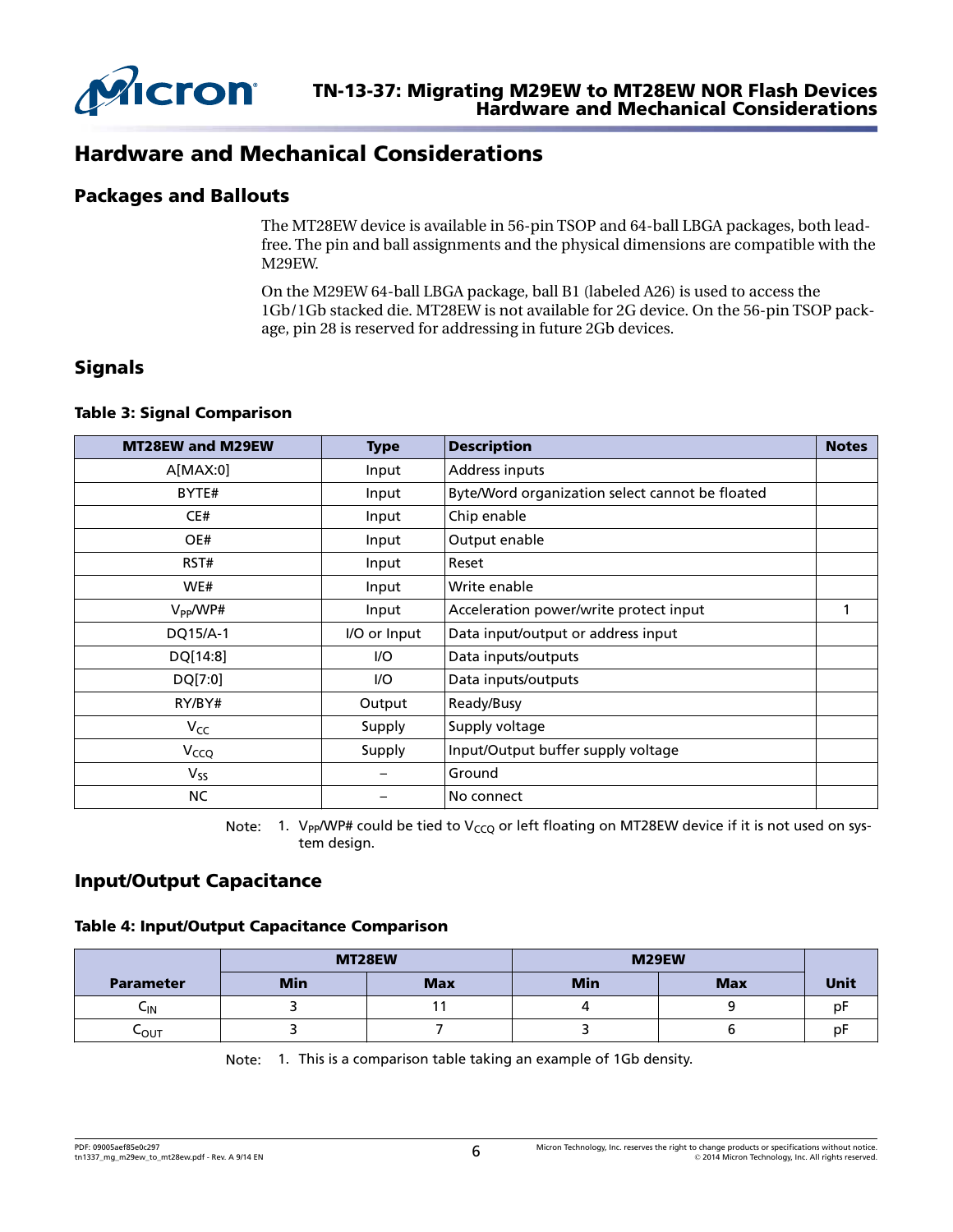# Hardware and Mechanical Considerations

## Packages and Ballouts

The MT28EW device is available in 56-pin TSOP and 64-ball LBGA packages, both lead-free. The pin and ball assignments and the physical dimensions are compatible with the M29EW.

On the M29EW 64-ball LBGA package, ball B1 (labeled A26) is used to access the 1Gb/1Gb stacked die. MT28EW is not available for 2G device. On the 56-pin TSOP package, pin 28 is reserved for addressing in future 2Gb devices.

## Signals

**Table 3: Signal Comparison**

| MT28EW and M29EW | Type | Description | Notes |
|---|---|---|---|
| A[MAX:0] | Input | Address inputs | |
| BYTE# | Input | Byte/Word organization select cannot be floated | |
| CE# | Input | Chip enable | |
| OE# | Input | Output enable | |
| RST# | Input | Reset | |
| WE# | Input | Write enable | |
| $V_{PP}$/WP# | Input | Acceleration power/write protect input | 1 |
| DQ15/A-1 | I/O or Input | Data input/output or address input | |
| DQ[14:8] | I/O | Data inputs/outputs | |
| DQ[7:0] | I/O | Data inputs/outputs | |
| RY/BY# | Output | Ready/Busy | |
| $V_{CC}$ | Supply | Supply voltage | |
| $V_{CCQ}$ | Supply | Input/Output buffer supply voltage | |
| $V_{SS}$ | – | Ground | |
| NC | – | No connect | |

Note: 1. $V_{PP}$/WP# could be tied to $V_{CCQ}$ or left floating on MT28EW device if it is not used on system design.

## Input/Output Capacitance

**Table 4: Input/Output Capacitance Comparison**

| Parameter | MT28EW | | M29EW | | Unit |
|---|---|---|---|---|---|
| | Min | Max | Min | Max | |
| $C_{IN}$ | 3 | 11 | 4 | 9 | pF |
| $C_{OUT}$ | 3 | 7 | 3 | 6 | pF |

Note: 1. This is a comparison table taking an example of 1Gb density.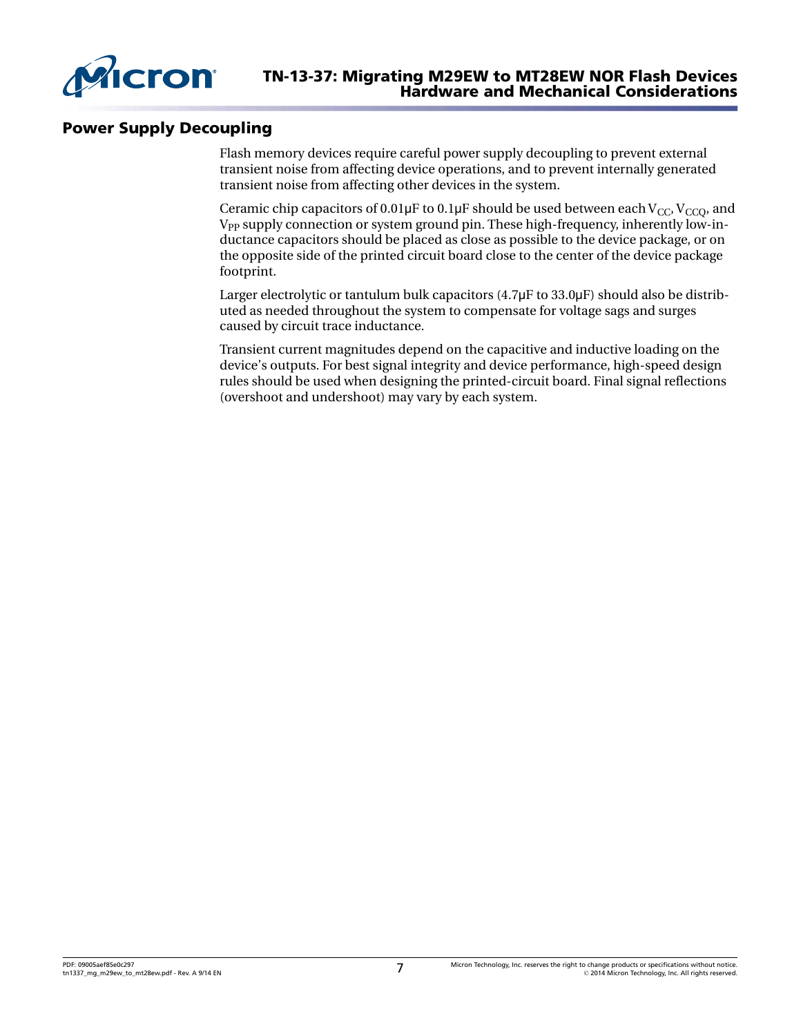## Power Supply Decoupling

Flash memory devices require careful power supply decoupling to prevent external transient noise from affecting device operations, and to prevent internally generated transient noise from affecting other devices in the system.

Ceramic chip capacitors of 0.01µF to 0.1µF should be used between each $V_{CC}$, $V_{CCQ}$, and $V_{PP}$ supply connection or system ground pin. These high-frequency, inherently low-inductance capacitors should be placed as close as possible to the device package, or on the opposite side of the printed circuit board close to the center of the device package footprint.

Larger electrolytic or tantulum bulk capacitors (4.7µF to 33.0µF) should also be distributed as needed throughout the system to compensate for voltage sags and surges caused by circuit trace inductance.

Transient current magnitudes depend on the capacitive and inductive loading on the device's outputs. For best signal integrity and device performance, high-speed design rules should be used when designing the printed-circuit board. Final signal reflections (overshoot and undershoot) may vary by each system.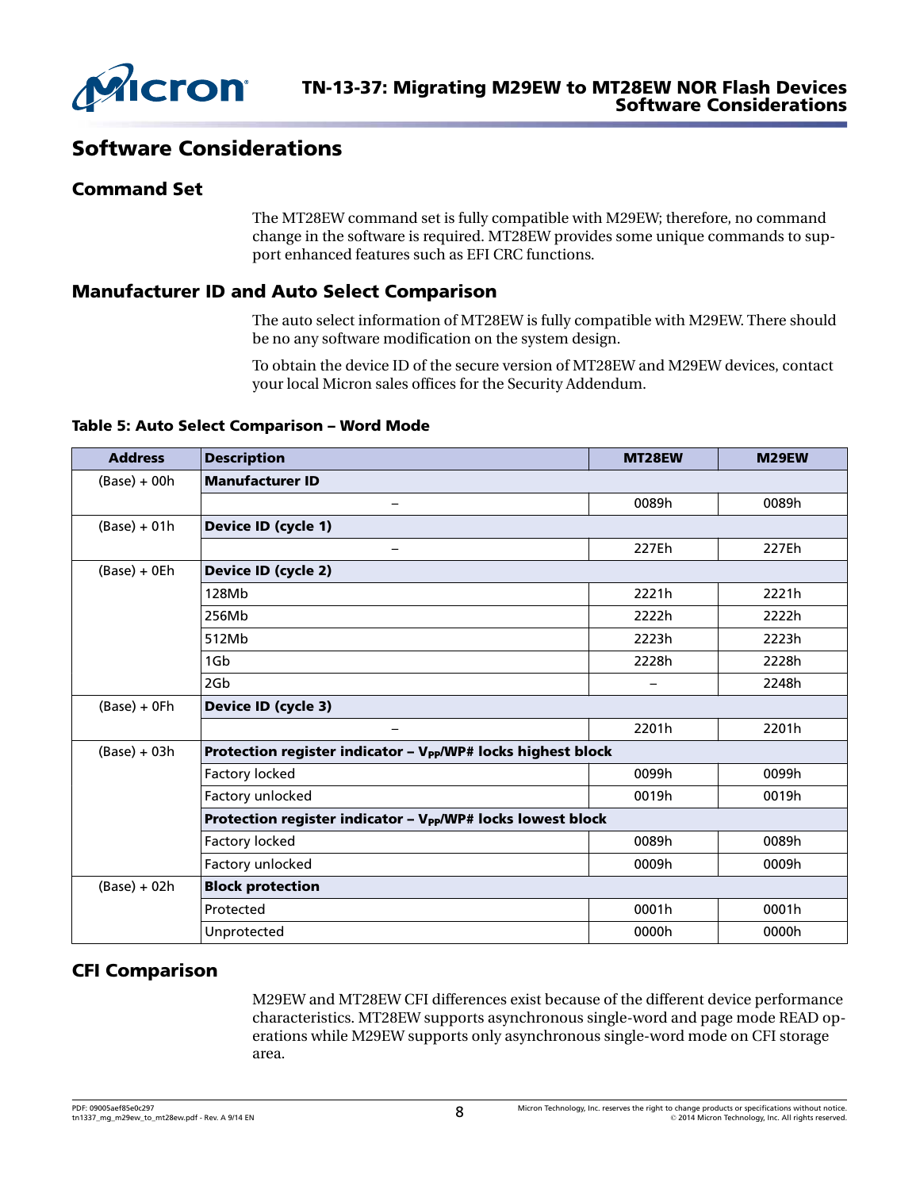# Software Considerations

## Command Set

The MT28EW command set is fully compatible with M29EW; therefore, no command change in the software is required. MT28EW provides some unique commands to support enhanced features such as EFI CRC functions.

## Manufacturer ID and Auto Select Comparison

The auto select information of MT28EW is fully compatible with M29EW. There should be no any software modification on the system design.

To obtain the device ID of the secure version of MT28EW and M29EW devices, contact your local Micron sales offices for the Security Addendum.

**Table 5: Auto Select Comparison – Word Mode**

| Address | Description | MT28EW | M29EW |
|---|---|---|---|
| (Base) + 00h | **Manufacturer ID** | | |
| | – | 0089h | 0089h |
| (Base) + 01h | **Device ID (cycle 1)** | | |
| | – | 227Eh | 227Eh |
| (Base) + 0Eh | **Device ID (cycle 2)** | | |
| | 128Mb | 2221h | 2221h |
| | 256Mb | 2222h | 2222h |
| | 512Mb | 2223h | 2223h |
| | 1Gb | 2228h | 2228h |
| | 2Gb | – | 2248h |
| (Base) + 0Fh | **Device ID (cycle 3)** | | |
| | – | 2201h | 2201h |
| (Base) + 03h | **Protection register indicator – $V_{PP}$/WP# locks highest block** | | |
| | Factory locked | 0099h | 0099h |
| | Factory unlocked | 0019h | 0019h |
| | **Protection register indicator – $V_{PP}$/WP# locks lowest block** | | |
| | Factory locked | 0089h | 0089h |
| | Factory unlocked | 0009h | 0009h |
| (Base) + 02h | **Block protection** | | |
| | Protected | 0001h | 0001h |
| | Unprotected | 0000h | 0000h |

## CFI Comparison

M29EW and MT28EW CFI differences exist because of the different device performance characteristics. MT28EW supports asynchronous single-word and page mode READ operations while M29EW supports only asynchronous single-word mode on CFI storage area.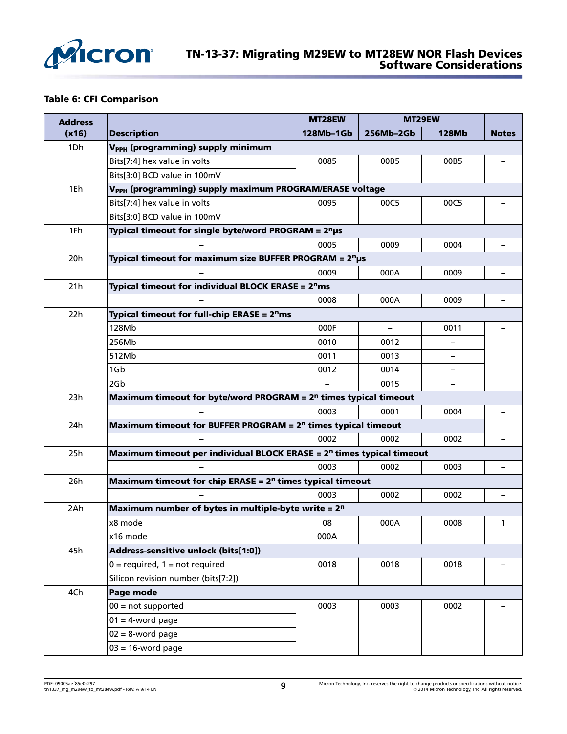**Table 6: CFI Comparison**

| Address (x16) | Description | MT28EW | MT29EW | | Notes |
|---|---|---|---|---|---|
| | | 128Mb–1Gb | 256Mb–2Gb | 128Mb | |
| 1Dh | **$V_{PPH}$ (programming) supply minimum** | | | | |
| | Bits[7:4] hex value in volts | 0085 | 00B5 | 00B5 | – |
| | Bits[3:0] BCD value in 100mV | | | | |
| 1Eh | **$V_{PPH}$ (programming) supply maximum PROGRAM/ERASE voltage** | | | | |
| | Bits[7:4] hex value in volts | 0095 | 00C5 | 00C5 | – |
| | Bits[3:0] BCD value in 100mV | | | | |
| 1Fh | **Typical timeout for single byte/word PROGRAM = $2^n$µs** | | | | |
| | – | 0005 | 0009 | 0004 | – |
| 20h | **Typical timeout for maximum size BUFFER PROGRAM = $2^n$µs** | | | | |
| | – | 0009 | 000A | 0009 | – |
| 21h | **Typical timeout for individual BLOCK ERASE = $2^n$ms** | | | | |
| | – | 0008 | 000A | 0009 | – |
| 22h | **Typical timeout for full-chip ERASE = $2^n$ms** | | | | |
| | 128Mb | 000F | – | 0011 | – |
| | 256Mb | 0010 | 0012 | – | |
| | 512Mb | 0011 | 0013 | – | |
| | 1Gb | 0012 | 0014 | – | |
| | 2Gb | – | 0015 | – | |
| 23h | **Maximum timeout for byte/word PROGRAM = $2^n$ times typical timeout** | | | | |
| | – | 0003 | 0001 | 0004 | – |
| 24h | **Maximum timeout for BUFFER PROGRAM = $2^n$ times typical timeout** | | | | |
| | – | 0002 | 0002 | 0002 | – |
| 25h | **Maximum timeout per individual BLOCK ERASE = $2^n$ times typical timeout** | | | | |
| | – | 0003 | 0002 | 0003 | – |
| 26h | **Maximum timeout for chip ERASE = $2^n$ times typical timeout** | | | | |
| | – | 0003 | 0002 | 0002 | – |
| 2Ah | **Maximum number of bytes in multiple-byte write = $2^n$** | | | | |
| | x8 mode | 08 | 000A | 0008 | 1 |
| | x16 mode | 000A | | | |
| 45h | **Address-sensitive unlock (bits[1:0])** | | | | |
| | 0 = required, 1 = not required | 0018 | 0018 | 0018 | – |
| | Silicon revision number (bits[7:2]) | | | | |
| 4Ch | **Page mode** | | | | |
| | 00 = not supported | 0003 | 0003 | 0002 | – |
| | 01 = 4-word page | | | | |
| | 02 = 8-word page | | | | |
| | 03 = 16-word page | | | | |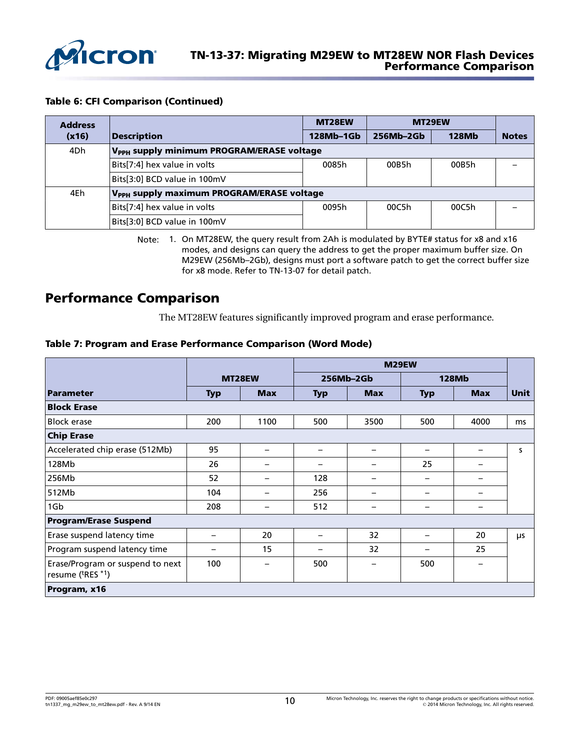**Table 6: CFI Comparison (Continued)**

| Address (x16) | Description | MT28EW | MT29EW | | Notes |
|---|---|---|---|---|---|
| | | 128Mb–1Gb | 256Mb–2Gb | 128Mb | |
| 4Dh | $V_{PPH}$ supply minimum PROGRAM/ERASE voltage | | | | |
| | Bits[7:4] hex value in volts | 0085h | 00B5h | 00B5h | – |
| | Bits[3:0] BCD value in 100mV | | | | |
| 4Eh | $V_{PPH}$ supply maximum PROGRAM/ERASE voltage | | | | |
| | Bits[7:4] hex value in volts | 0095h | 00C5h | 00C5h | – |
| | Bits[3:0] BCD value in 100mV | | | | |

Note: 1. On MT28EW, the query result from 2Ah is modulated by BYTE# status for x8 and x16 modes, and designs can query the address to get the proper maximum buffer size. On M29EW (256Mb–2Gb), designs must port a software patch to get the correct buffer size for x8 mode. Refer to TN-13-07 for detail patch.

## Performance Comparison

The MT28EW features significantly improved program and erase performance.

**Table 7: Program and Erase Performance Comparison (Word Mode)**

| Parameter | MT28EW | | M29EW | | | | Unit |
|---|---|---|---|---|---|---|---|
| | | | 256Mb–2Gb | | 128Mb | | |
| | Typ | Max | Typ | Max | Typ | Max | |
| **Block Erase** | | | | | | | |
| Block erase | 200 | 1100 | 500 | 3500 | 500 | 4000 | ms |
| **Chip Erase** | | | | | | | |
| Accelerated chip erase (512Mb) | 95 | – | – | – | – | – | s |
| 128Mb | 26 | – | – | – | 25 | – | |
| 256Mb | 52 | – | 128 | – | – | – | |
| 512Mb | 104 | – | 256 | – | – | – | |
| 1Gb | 208 | – | 512 | – | – | – | |
| **Program/Erase Suspend** | | | | | | | |
| Erase suspend latency time | – | 20 | – | 32 | – | 20 | µs |
| Program suspend latency time | – | 15 | – | 32 | – | 25 | |
| Erase/Program or suspend to next resume ($^tRES$ *1) | 100 | – | 500 | – | 500 | – | |
| **Program, x16** | | | | | | | |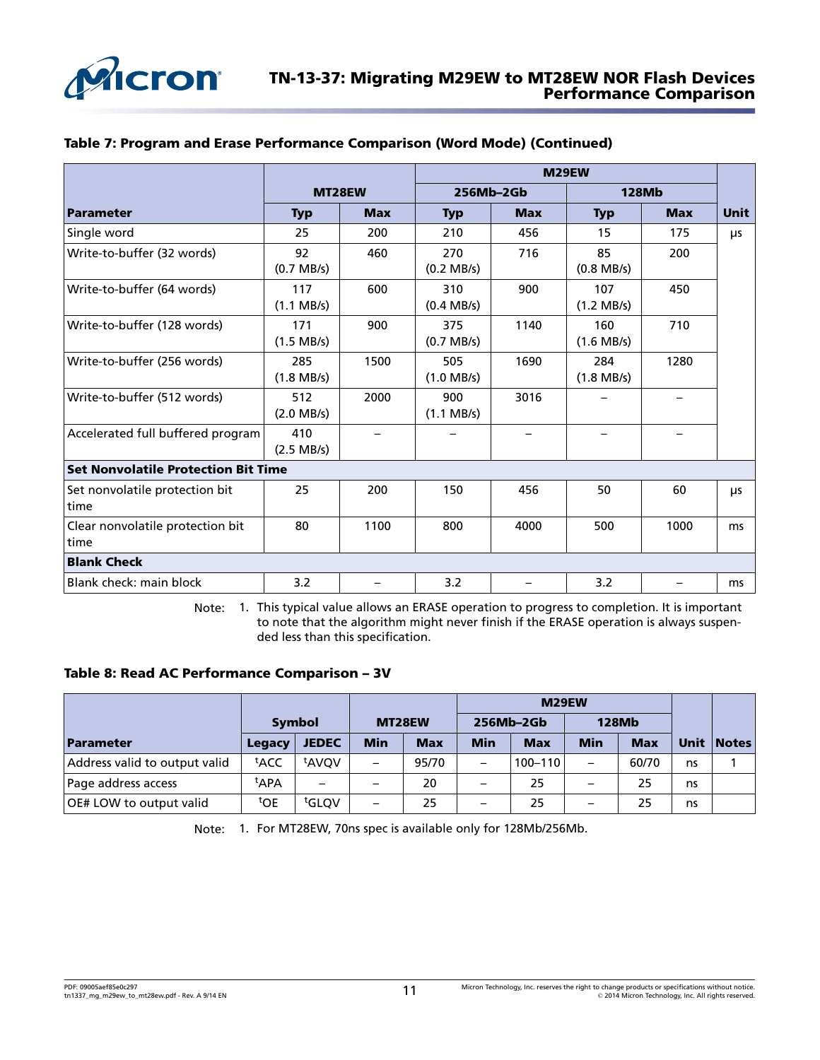**Table 7: Program and Erase Performance Comparison (Word Mode) (Continued)**

| Parameter | MT28EW | | M29EW | | | | Unit |
|---|---|---|---|---|---|---|---|
| | | | 256Mb–2Gb | | 128Mb | | |
| | Typ | Max | Typ | Max | Typ | Max | |
| Single word | 25 | 200 | 210 | 456 | 15 | 175 | µs |
| Write-to-buffer (32 words) | 92 (0.7 MB/s) | 460 | 270 (0.2 MB/s) | 716 | 85 (0.8 MB/s) | 200 | |
| Write-to-buffer (64 words) | 117 (1.1 MB/s) | 600 | 310 (0.4 MB/s) | 900 | 107 (1.2 MB/s) | 450 | |
| Write-to-buffer (128 words) | 171 (1.5 MB/s) | 900 | 375 (0.7 MB/s) | 1140 | 160 (1.6 MB/s) | 710 | |
| Write-to-buffer (256 words) | 285 (1.8 MB/s) | 1500 | 505 (1.0 MB/s) | 1690 | 284 (1.8 MB/s) | 1280 | |
| Write-to-buffer (512 words) | 512 (2.0 MB/s) | 2000 | 900 (1.1 MB/s) | 3016 | – | – | |
| Accelerated full buffered program | 410 (2.5 MB/s) | – | – | – | – | – | |
| **Set Nonvolatile Protection Bit Time** | | | | | | | |
| Set nonvolatile protection bit time | 25 | 200 | 150 | 456 | 50 | 60 | µs |
| Clear nonvolatile protection bit time | 80 | 1100 | 800 | 4000 | 500 | 1000 | ms |
| **Blank Check** | | | | | | | |
| Blank check: main block | 3.2 | – | 3.2 | – | 3.2 | – | ms |

Note: 1. This typical value allows an ERASE operation to progress to completion. It is important to note that the algorithm might never finish if the ERASE operation is always suspended less than this specification.

**Table 8: Read AC Performance Comparison – 3V**

| Parameter | Symbol | | MT28EW | | M29EW | | | | Unit | Notes |
|---|---|---|---|---|---|---|---|---|---|---|
| | | | | | 256Mb–2Gb | | 128Mb | | | |
| | Legacy | JEDEC | Min | Max | Min | Max | Min | Max | | |
| Address valid to output valid | tACC | tAVQV | – | 95/70 | – | 100–110 | – | 60/70 | ns | 1 |
| Page address access | tAPA | – | – | 20 | – | 25 | – | 25 | ns | |
| OE# LOW to output valid | tOE | tGLQV | – | 25 | – | 25 | – | 25 | ns | |

Note: 1. For MT28EW, 70ns spec is available only for 128Mb/256Mb.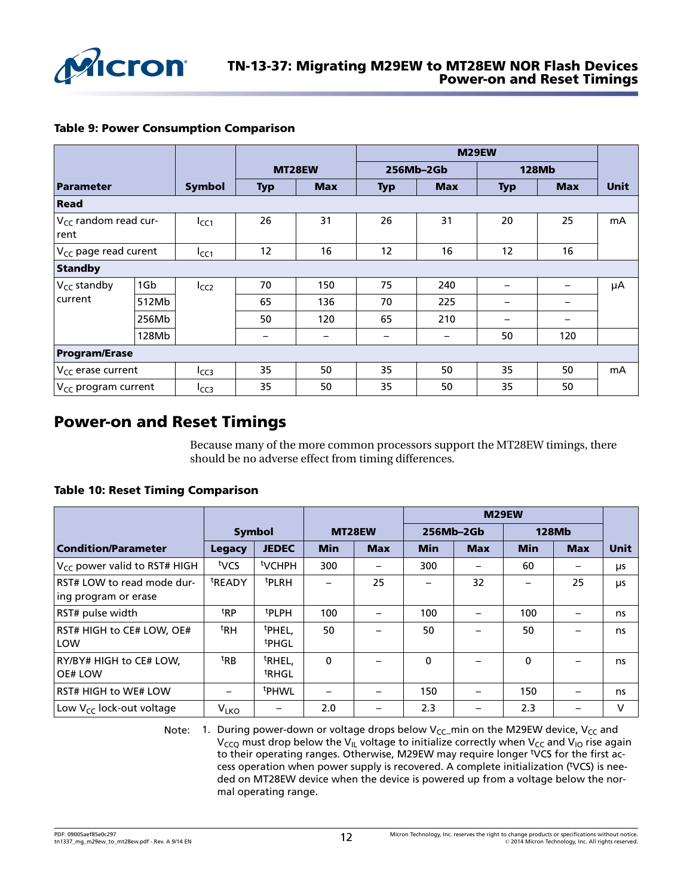**Table 9: Power Consumption Comparison**

| Parameter | | Symbol | MT28EW | | M29EW 256Mb–2Gb | | M29EW 128Mb | | Unit |
|---|---|---|---|---|---|---|---|---|---|
| | | | Typ | Max | Typ | Max | Typ | Max | |
| **Read** | | | | | | | | | |
| $V_{CC}$ random read current | | $I_{CC1}$ | 26 | 31 | 26 | 31 | 20 | 25 | mA |
| $V_{CC}$ page read curent | | $I_{CC1}$ | 12 | 16 | 12 | 16 | 12 | 16 | |
| **Standby** | | | | | | | | | |
| $V_{CC}$ standby current | 1Gb | $I_{CC2}$ | 70 | 150 | 75 | 240 | – | – | µA |
| | 512Mb | | 65 | 136 | 70 | 225 | – | – | |
| | 256Mb | | 50 | 120 | 65 | 210 | – | – | |
| | 128Mb | | – | – | – | – | 50 | 120 | |
| **Program/Erase** | | | | | | | | | |
| $V_{CC}$ erase current | | $I_{CC3}$ | 35 | 50 | 35 | 50 | 35 | 50 | mA |
| $V_{CC}$ program current | | $I_{CC3}$ | 35 | 50 | 35 | 50 | 35 | 50 | |

## Power-on and Reset Timings

Because many of the more common processors support the MT28EW timings, there should be no adverse effect from timing differences.

**Table 10: Reset Timing Comparison**

| Condition/Parameter | Symbol | | MT28EW | | M29EW 256Mb–2Gb | | M29EW 128Mb | | Unit |
|---|---|---|---|---|---|---|---|---|---|
| | Legacy | JEDEC | Min | Max | Min | Max | Min | Max | |
| $V_{CC}$ power valid to RST# HIGH | $^{t}$VCS | $^{t}$VCHPH | 300 | – | 300 | – | 60 | – | µs |
| RST# LOW to read mode during program or erase | $^{t}$READY | $^{t}$PLRH | – | 25 | – | 32 | – | 25 | µs |
| RST# pulse width | $^{t}$RP | $^{t}$PLPH | 100 | – | 100 | – | 100 | – | ns |
| RST# HIGH to CE# LOW, OE# LOW | $^{t}$RH | $^{t}$PHEL, $^{t}$PHGL | 50 | – | 50 | – | 50 | – | ns |
| RY/BY# HIGH to CE# LOW, OE# LOW | $^{t}$RB | $^{t}$RHEL, $^{t}$RHGL | 0 | – | 0 | – | 0 | – | ns |
| RST# HIGH to WE# LOW | – | $^{t}$PHWL | – | – | 150 | – | 150 | – | ns |
| Low $V_{CC}$ lock-out voltage | $V_{LKO}$ | – | 2.0 | – | 2.3 | – | 2.3 | – | V |

Note: 1. During power-down or voltage drops below $V_{CC}$_min on the M29EW device, $V_{CC}$ and $V_{CCQ}$ must drop below the $V_{IL}$ voltage to initialize correctly when $V_{CC}$ and $V_{IO}$ rise again to their operating ranges. Otherwise, M29EW may require longer $^{t}$VCS for the first access operation when power supply is recovered. A complete initialization ($^{t}$VCS) is needed on MT28EW device when the device is powered up from a voltage below the normal operating range.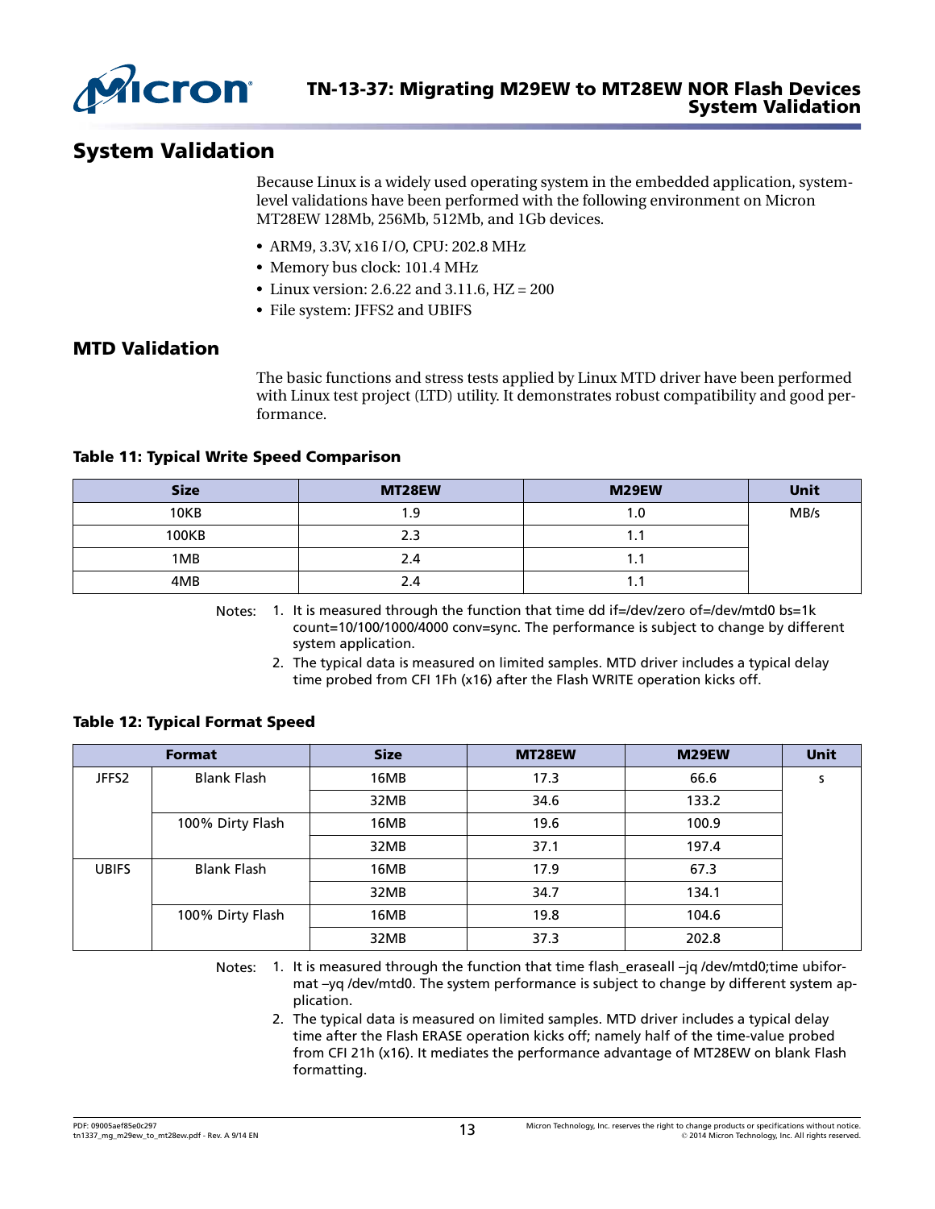# System Validation

Because Linux is a widely used operating system in the embedded application, system-level validations have been performed with the following environment on Micron MT28EW 128Mb, 256Mb, 512Mb, and 1Gb devices.

- ARM9, 3.3V, x16 I/O, CPU: 202.8 MHz
- Memory bus clock: 101.4 MHz
- Linux version: 2.6.22 and 3.11.6, HZ = 200
- File system: JFFS2 and UBIFS

## MTD Validation

The basic functions and stress tests applied by Linux MTD driver have been performed with Linux test project (LTD) utility. It demonstrates robust compatibility and good performance.

**Table 11: Typical Write Speed Comparison**

| Size | MT28EW | M29EW | Unit |
|---|---|---|---|
| 10KB | 1.9 | 1.0 | MB/s |
| 100KB | 2.3 | 1.1 | |
| 1MB | 2.4 | 1.1 | |
| 4MB | 2.4 | 1.1 | |

Notes:
1. It is measured through the function that time dd if=/dev/zero of=/dev/mtd0 bs=1k count=10/100/1000/4000 conv=sync. The performance is subject to change by different system application.
2. The typical data is measured on limited samples. MTD driver includes a typical delay time probed from CFI 1Fh (x16) after the Flash WRITE operation kicks off.

**Table 12: Typical Format Speed**

| Format | | Size | MT28EW | M29EW | Unit |
|---|---|---|---|---|---|
| JFFS2 | Blank Flash | 16MB | 17.3 | 66.6 | s |
| | | 32MB | 34.6 | 133.2 | |
| | 100% Dirty Flash | 16MB | 19.6 | 100.9 | |
| | | 32MB | 37.1 | 197.4 | |
| UBIFS | Blank Flash | 16MB | 17.9 | 67.3 | |
| | | 32MB | 34.7 | 134.1 | |
| | 100% Dirty Flash | 16MB | 19.8 | 104.6 | |
| | | 32MB | 37.3 | 202.8 | |

Notes:
1. It is measured through the function that time flash_eraseall –jq /dev/mtd0;time ubiformat –yq /dev/mtd0. The system performance is subject to change by different system application.
2. The typical data is measured on limited samples. MTD driver includes a typical delay time after the Flash ERASE operation kicks off; namely half of the time-value probed from CFI 21h (x16). It mediates the performance advantage of MT28EW on blank Flash formatting.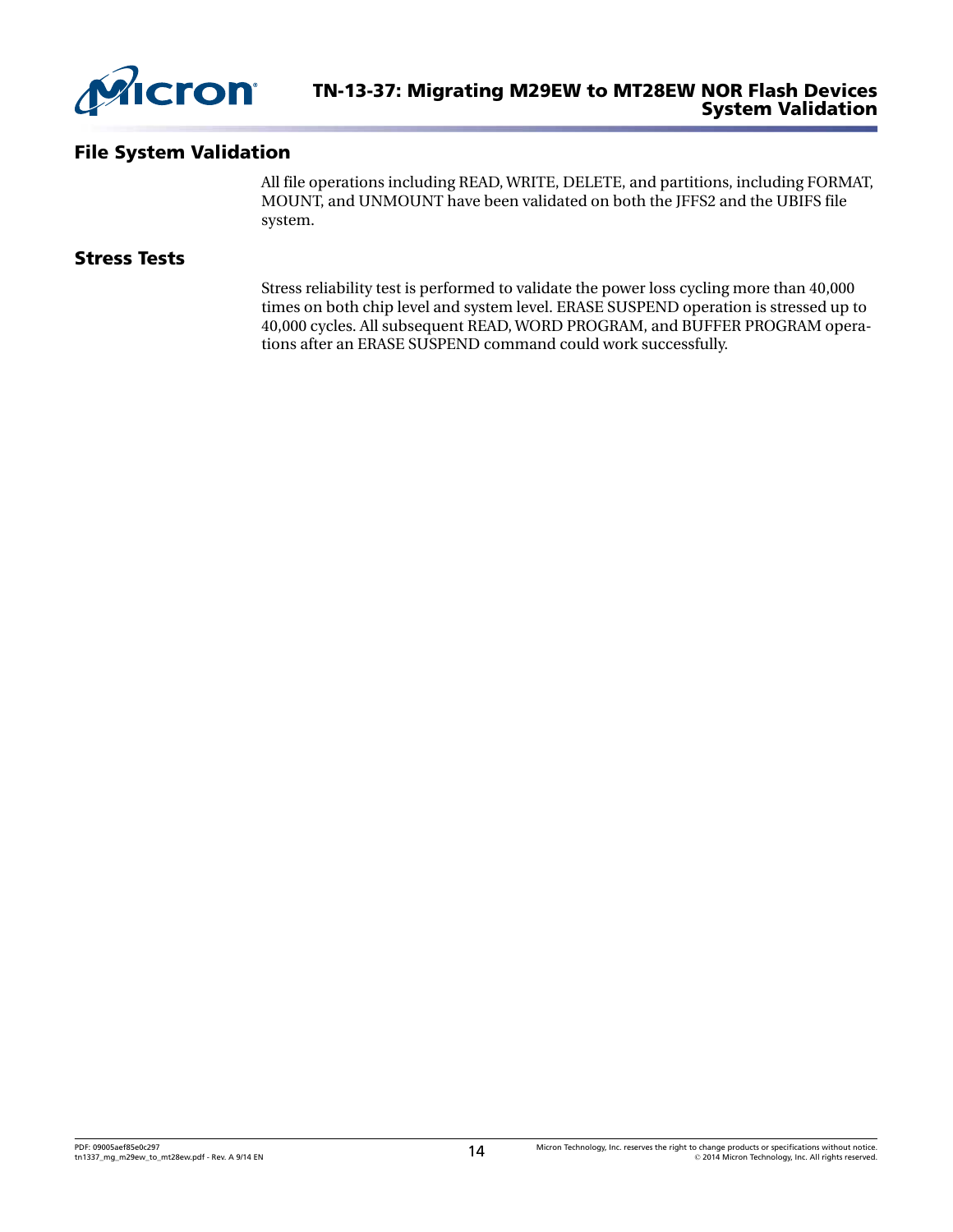## File System Validation

All file operations including READ, WRITE, DELETE, and partitions, including FORMAT, MOUNT, and UNMOUNT have been validated on both the JFFS2 and the UBIFS file system.

## Stress Tests

Stress reliability test is performed to validate the power loss cycling more than 40,000 times on both chip level and system level. ERASE SUSPEND operation is stressed up to 40,000 cycles. All subsequent READ, WORD PROGRAM, and BUFFER PROGRAM operations after an ERASE SUSPEND command could work successfully.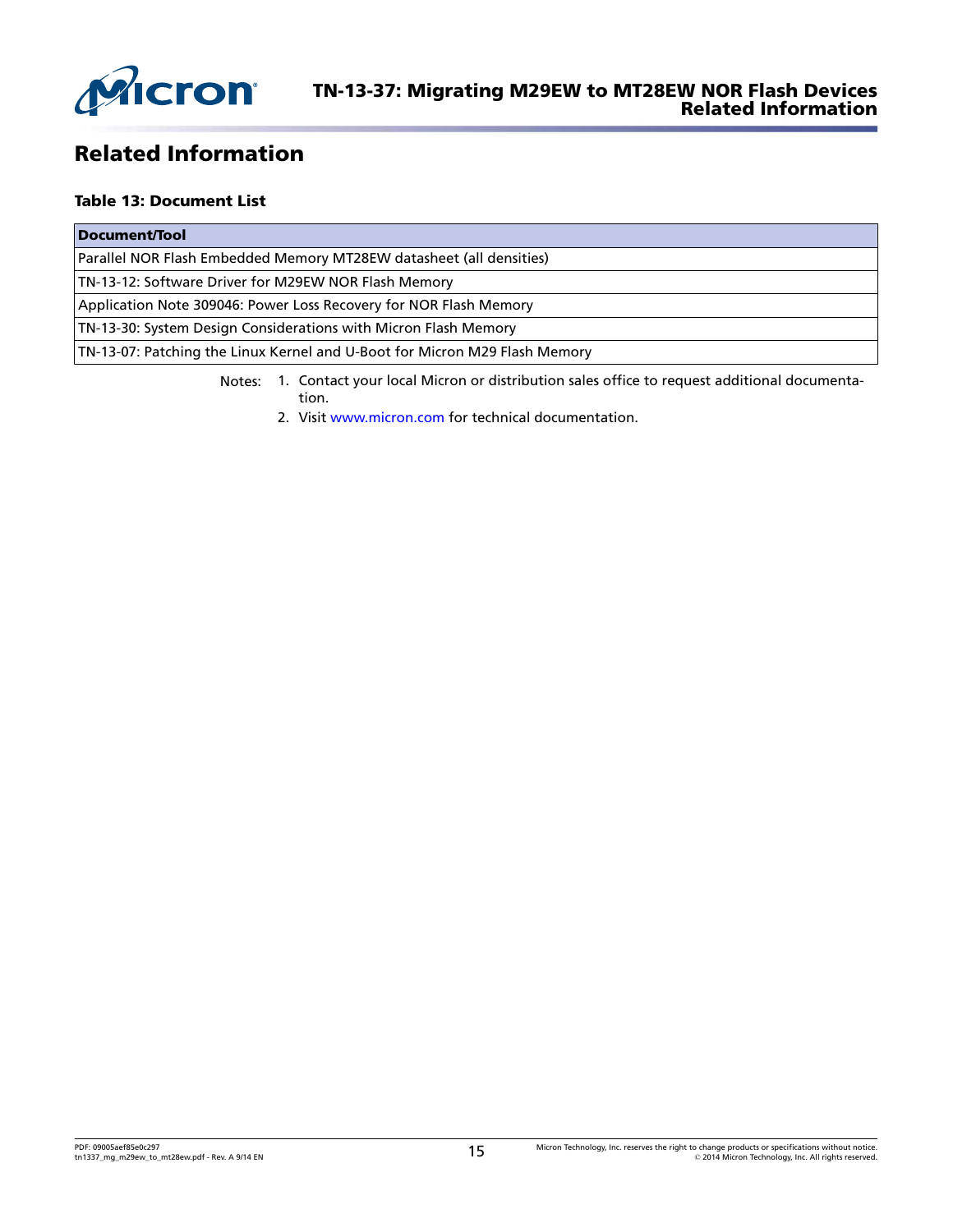# Related Information

**Table 13: Document List**

| Document/Tool |
| --- |
| Parallel NOR Flash Embedded Memory MT28EW datasheet (all densities) |
| TN-13-12: Software Driver for M29EW NOR Flash Memory |
| Application Note 309046: Power Loss Recovery for NOR Flash Memory |
| TN-13-30: System Design Considerations with Micron Flash Memory |
| TN-13-07: Patching the Linux Kernel and U-Boot for Micron M29 Flash Memory |

Notes:
1. Contact your local Micron or distribution sales office to request additional documentation.
2. Visit www.micron.com for technical documentation.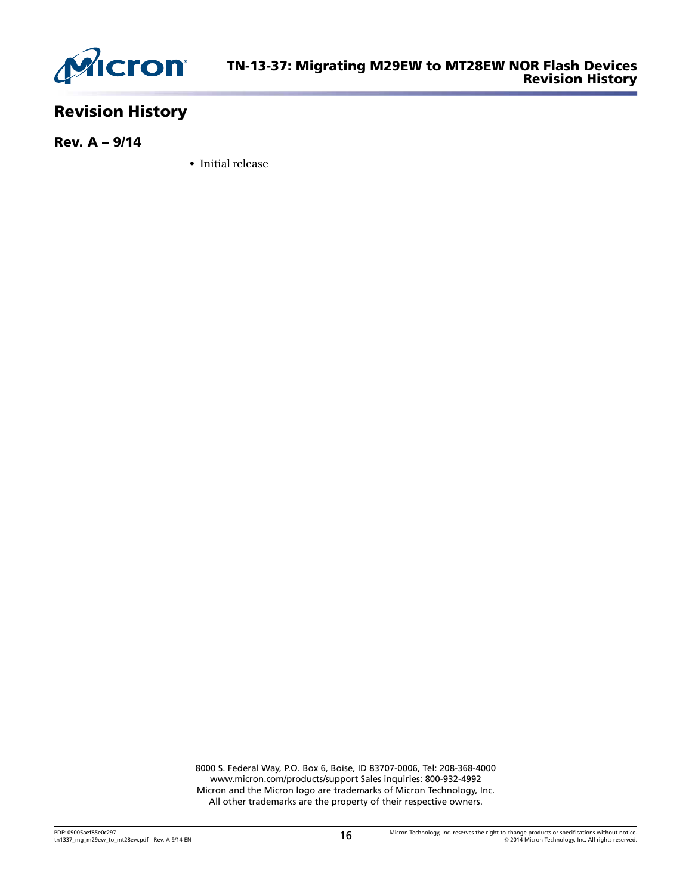# Revision History

## Rev. A – 9/14

- Initial release

8000 S. Federal Way, P.O. Box 6, Boise, ID 83707-0006, Tel: 208-368-4000
www.micron.com/products/support Sales inquiries: 800-932-4992
Micron and the Micron logo are trademarks of Micron Technology, Inc.
All other trademarks are the property of their respective owners.